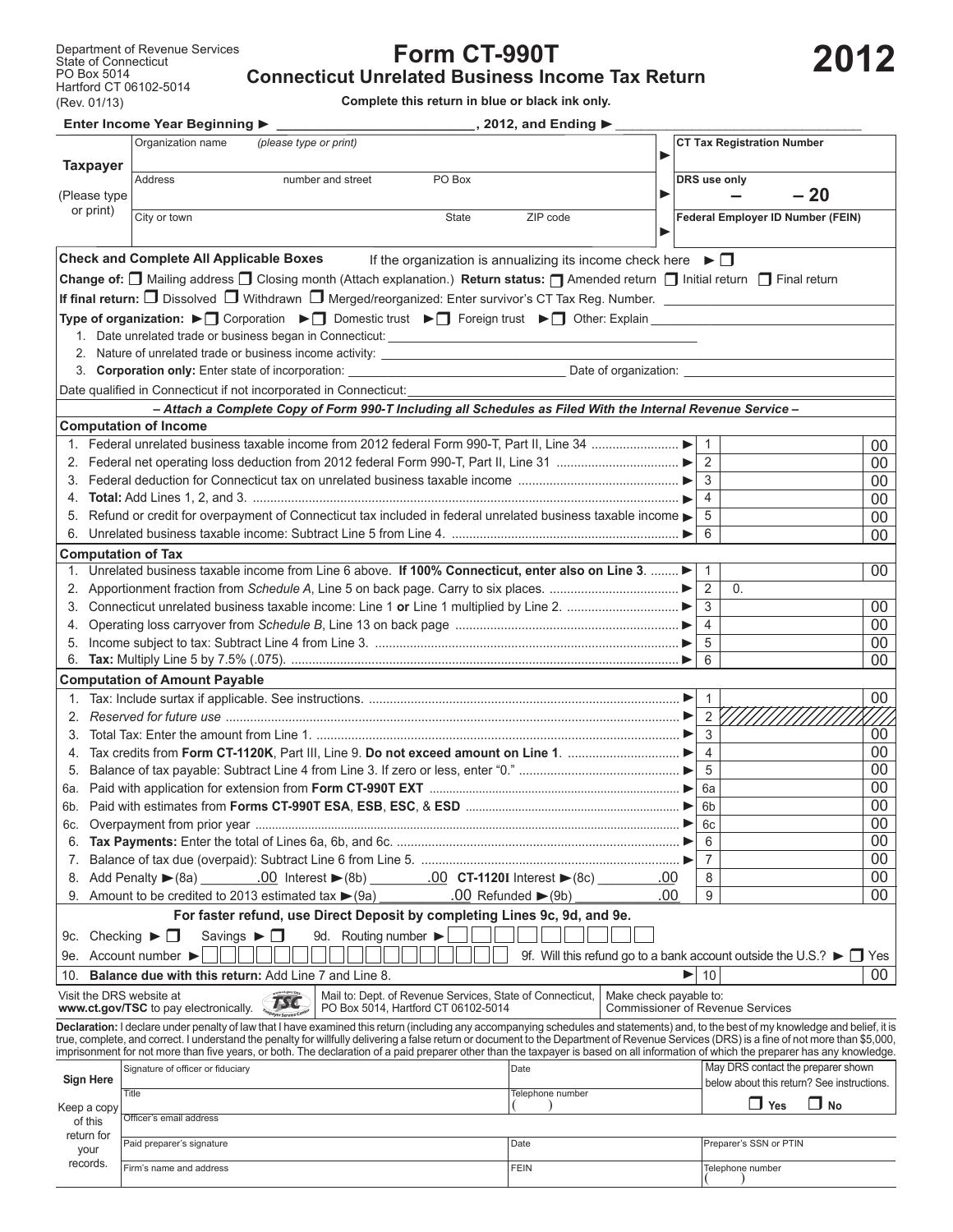Department of Revenue Services
State of Connecticut
PO Box 5014
Hartford CT 06102-5014
(Rev. 01/13)

# Form CT-990T

## Connecticut Unrelated Business Income Tax Return

# 2012

**Complete this return in blue or black ink only.**

**Enter Income Year Beginning ►** ________________________, 2012, and Ending ► ________________________

| Taxpayer (Please type or print) | | |
|---|---|---|
| Organization name *(please type or print)* | ► | CT Tax Registration Number |
| Address number and street PO Box | ► | DRS use only – – 20 |
| City or town State ZIP code | ► | Federal Employer ID Number (FEIN) |

**Check and Complete All Applicable Boxes** If the organization is annualizing its income check here ► ☐

**Change of:** ☐ Mailing address ☐ Closing month (Attach explanation.) **Return status:** ☐ Amended return ☐ Initial return ☐ Final return

**If final return:** ☐ Dissolved ☐ Withdrawn ☐ Merged/reorganized: Enter survivor's CT Tax Reg. Number. ________________

**Type of organization:** ►☐ Corporation ►☐ Domestic trust ►☐ Foreign trust ►☐ Other: Explain ________________

1. Date unrelated trade or business began in Connecticut: ________________
2. Nature of unrelated trade or business income activity: ________________
3. **Corporation only:** Enter state of incorporation: ________________ Date of organization: ________________

Date qualified in Connecticut if not incorporated in Connecticut: ________________

***– Attach a Complete Copy of Form 990-T Including all Schedules as Filed With the Internal Revenue Service –***

### Computation of Income

| | | Line | Amount |
|---|---|---|---|
| 1. | Federal unrelated business taxable income from 2012 federal Form 990-T, Part II, Line 34 ► | 1 | 00 |
| 2. | Federal net operating loss deduction from 2012 federal Form 990-T, Part II, Line 31 ► | 2 | 00 |
| 3. | Federal deduction for Connecticut tax on unrelated business taxable income ► | 3 | 00 |
| 4. | **Total:** Add Lines 1, 2, and 3. ► | 4 | 00 |
| 5. | Refund or credit for overpayment of Connecticut tax included in federal unrelated business taxable income ► | 5 | 00 |
| 6. | Unrelated business taxable income: Subtract Line 5 from Line 4. ► | 6 | 00 |

### Computation of Tax

| | | Line | Amount |
|---|---|---|---|
| 1. | Unrelated business taxable income from Line 6 above. **If 100% Connecticut, enter also on Line 3**. ► | 1 | 00 |
| 2. | Apportionment fraction from *Schedule A*, Line 5 on back page. Carry to six places. ► | 2 | 0. |
| 3. | Connecticut unrelated business taxable income: Line 1 **or** Line 1 multiplied by Line 2. ► | 3 | 00 |
| 4. | Operating loss carryover from *Schedule B*, Line 13 on back page ► | 4 | 00 |
| 5. | Income subject to tax: Subtract Line 4 from Line 3. ► | 5 | 00 |
| 6. | **Tax:** Multiply Line 5 by 7.5% (.075). ► | 6 | 00 |

### Computation of Amount Payable

| | | Line | Amount |
|---|---|---|---|
| 1. | Tax: Include surtax if applicable. See instructions. ► | 1 | 00 |
| 2. | *Reserved for future use* ► | 2 | |
| 3. | Total Tax: Enter the amount from Line 1. ► | 3 | 00 |
| 4. | Tax credits from **Form CT-1120K**, Part III, Line 9. **Do not exceed amount on Line 1**. ► | 4 | 00 |
| 5. | Balance of tax payable: Subtract Line 4 from Line 3. If zero or less, enter "0." ► | 5 | 00 |
| 6a. | Paid with application for extension from **Form CT-990T EXT** ► | 6a | 00 |
| 6b. | Paid with estimates from **Forms CT-990T ESA**, **ESB**, **ESC**, & **ESD** ► | 6b | 00 |
| 6c. | Overpayment from prior year ► | 6c | 00 |
| 6. | **Tax Payments:** Enter the total of Lines 6a, 6b, and 6c. ► | 6 | 00 |
| 7. | Balance of tax due (overpaid): Subtract Line 6 from Line 5. ► | 7 | 00 |
| 8. | Add Penalty ►(8a) ________.00 Interest ►(8b) ________.00 **CT-1120I** Interest ►(8c) ________.00 | 8 | 00 |
| 9. | Amount to be credited to 2013 estimated tax ►(9a) ________.00 Refunded ►(9b) ________.00 | 9 | 00 |

**For faster refund, use Direct Deposit by completing Lines 9c, 9d, and 9e.**

9c. Checking ► ☐ Savings ► ☐ 9d. Routing number ► ________________

9e. Account number ► ________________ 9f. Will this refund go to a bank account outside the U.S.? ► ☐ Yes

| | | Line | Amount |
|---|---|---|---|
| 10. | **Balance due with this return:** Add Line 7 and Line 8. ► | 10 | 00 |

Visit the DRS website at **www.ct.gov/TSC** to pay electronically. | Mail to: Dept. of Revenue Services, State of Connecticut, PO Box 5014, Hartford CT 06102-5014 | Make check payable to: Commissioner of Revenue Services

**Declaration:** I declare under penalty of law that I have examined this return (including any accompanying schedules and statements) and, to the best of my knowledge and belief, it is true, complete, and correct. I understand the penalty for willfully delivering a false return or document to the Department of Revenue Services (DRS) is a fine of not more than $5,000, imprisonment for not more than five years, or both. The declaration of a paid preparer other than the taxpayer is based on all information of which the preparer has any knowledge.

| **Sign Here** | | | |
|---|---|---|---|
| Keep a copy of this return for your records. | Signature of officer or fiduciary | Date | May DRS contact the preparer shown below about this return? See instructions. |
| | Title | Telephone number ( ) | ☐ **Yes** ☐ **No** |
| | Officer's email address | | |
| | Paid preparer's signature | Date | Preparer's SSN or PTIN |
| | Firm's name and address | FEIN | Telephone number ( ) |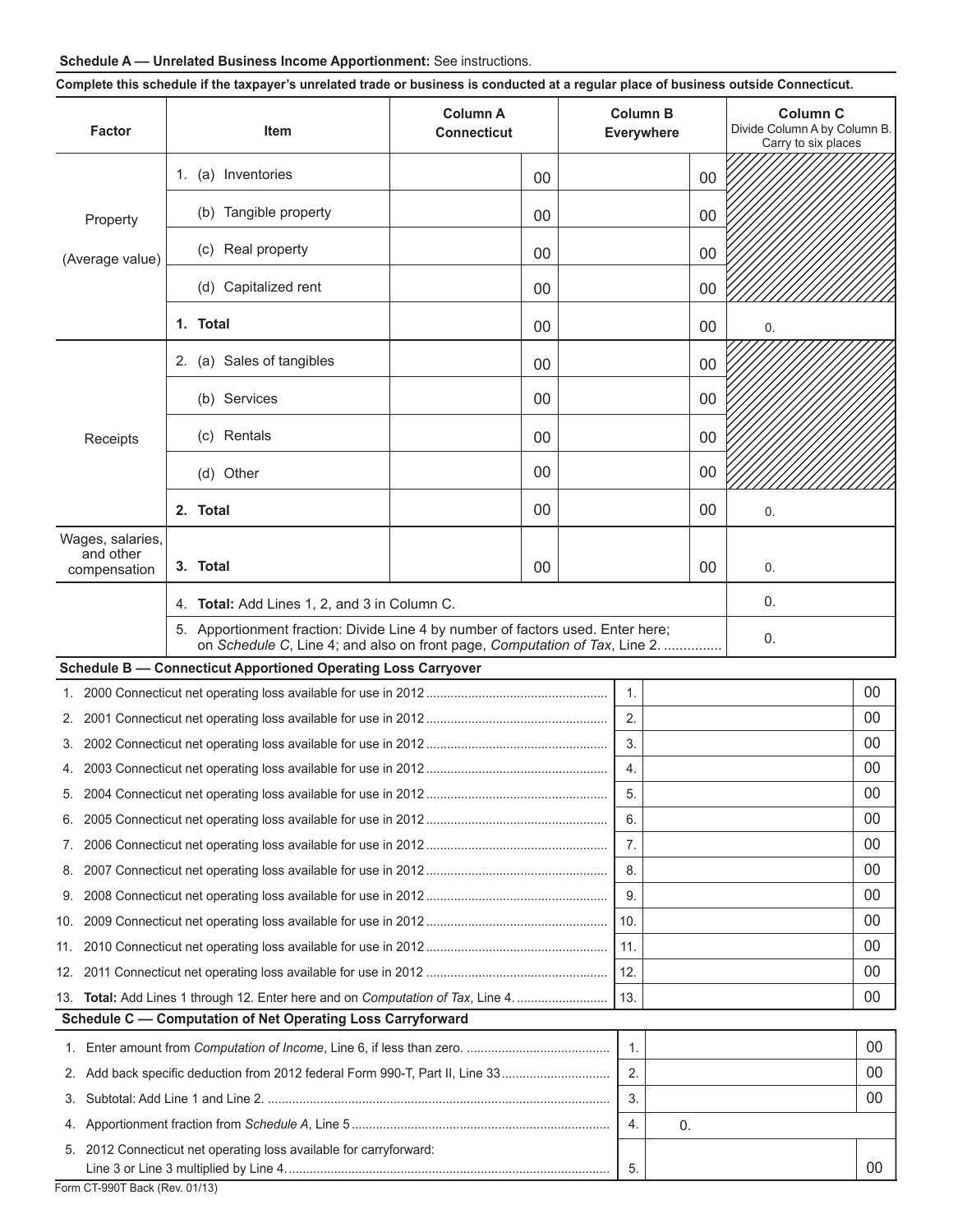**Schedule A — Unrelated Business Income Apportionment:** See instructions.

**Complete this schedule if the taxpayer's unrelated trade or business is conducted at a regular place of business outside Connecticut.**

| Factor | Item | Column A Connecticut | Column B Everywhere | Column C Divide Column A by Column B. Carry to six places |
|---|---|---|---|---|
| Property (Average value) | 1. (a) Inventories | 00 | 00 | |
| | (b) Tangible property | 00 | 00 | |
| | (c) Real property | 00 | 00 | |
| | (d) Capitalized rent | 00 | 00 | |
| | **1. Total** | 00 | 00 | 0. |
| Receipts | 2. (a) Sales of tangibles | 00 | 00 | |
| | (b) Services | 00 | 00 | |
| | (c) Rentals | 00 | 00 | |
| | (d) Other | 00 | 00 | |
| | **2. Total** | 00 | 00 | 0. |
| Wages, salaries, and other compensation | **3. Total** | 00 | 00 | 0. |
| | 4. **Total:** Add Lines 1, 2, and 3 in Column C. | | | 0. |
| | 5. Apportionment fraction: Divide Line 4 by number of factors used. Enter here; on *Schedule C*, Line 4; and also on front page, *Computation of Tax*, Line 2. | | | 0. |

**Schedule B — Connecticut Apportioned Operating Loss Carryover**

| | | |
|---|---|---|
| 1. 2000 Connecticut net operating loss available for use in 2012 | 1. | 00 |
| 2. 2001 Connecticut net operating loss available for use in 2012 | 2. | 00 |
| 3. 2002 Connecticut net operating loss available for use in 2012 | 3. | 00 |
| 4. 2003 Connecticut net operating loss available for use in 2012 | 4. | 00 |
| 5. 2004 Connecticut net operating loss available for use in 2012 | 5. | 00 |
| 6. 2005 Connecticut net operating loss available for use in 2012 | 6. | 00 |
| 7. 2006 Connecticut net operating loss available for use in 2012 | 7. | 00 |
| 8. 2007 Connecticut net operating loss available for use in 2012 | 8. | 00 |
| 9. 2008 Connecticut net operating loss available for use in 2012 | 9. | 00 |
| 10. 2009 Connecticut net operating loss available for use in 2012 | 10. | 00 |
| 11. 2010 Connecticut net operating loss available for use in 2012 | 11. | 00 |
| 12. 2011 Connecticut net operating loss available for use in 2012 | 12. | 00 |
| 13. **Total:** Add Lines 1 through 12. Enter here and on *Computation of Tax*, Line 4. | 13. | 00 |

**Schedule C — Computation of Net Operating Loss Carryforward**

| | | |
|---|---|---|
| 1. Enter amount from *Computation of Income*, Line 6, if less than zero. | 1. | 00 |
| 2. Add back specific deduction from 2012 federal Form 990-T, Part II, Line 33 | 2. | 00 |
| 3. Subtotal: Add Line 1 and Line 2. | 3. | 00 |
| 4. Apportionment fraction from *Schedule A*, Line 5 | 4. | 0. |
| 5. 2012 Connecticut net operating loss available for carryforward: Line 3 or Line 3 multiplied by Line 4. | 5. | 00 |

Form CT-990T Back (Rev. 01/13)